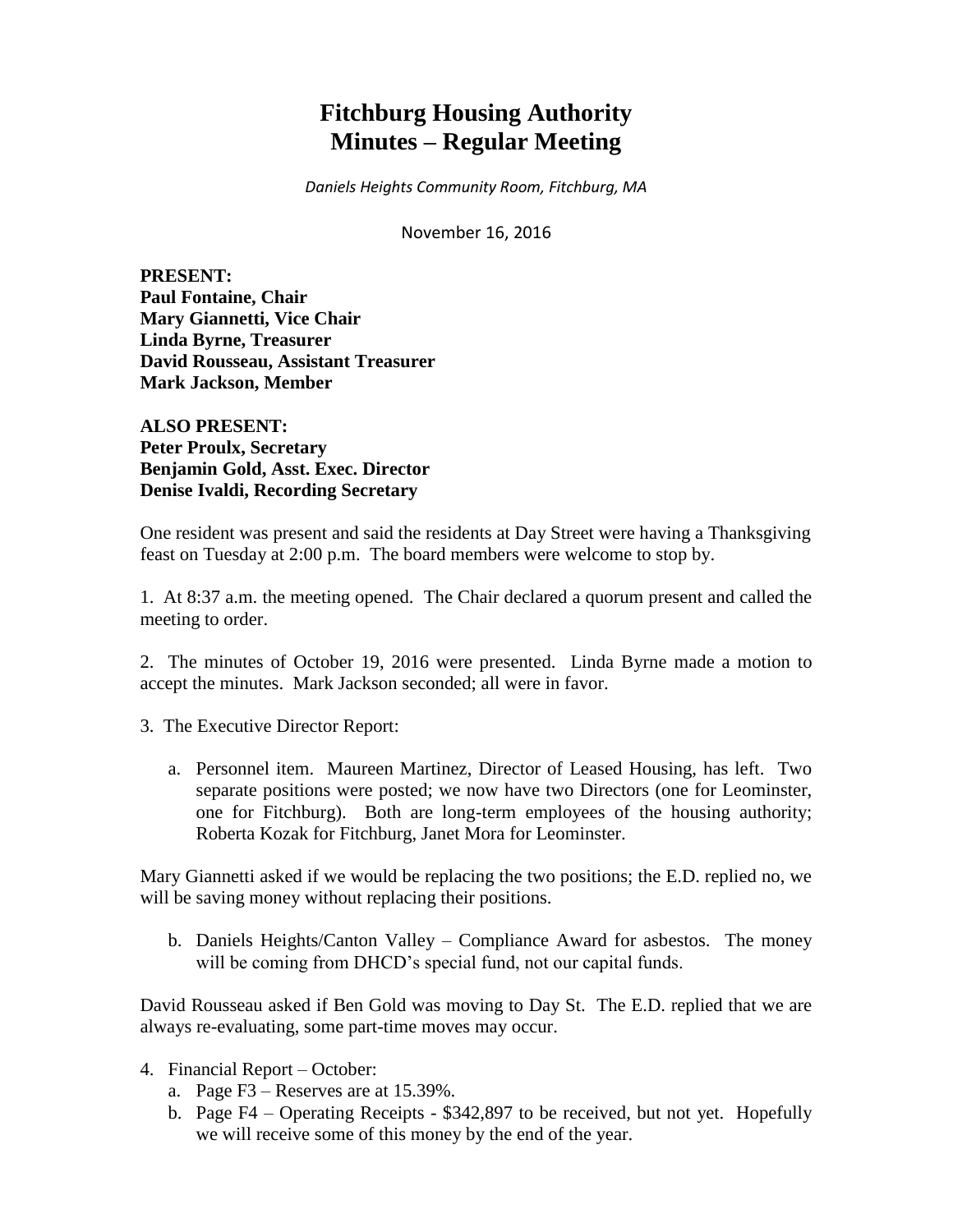# Fitchburg Housing Authority
# Minutes – Regular Meeting

*Daniels Heights Community Room, Fitchburg, MA*

November 16, 2016

**PRESENT:**
**Paul Fontaine, Chair**
**Mary Giannetti, Vice Chair**
**Linda Byrne, Treasurer**
**David Rousseau, Assistant Treasurer**
**Mark Jackson, Member**

**ALSO PRESENT:**
**Peter Proulx, Secretary**
**Benjamin Gold, Asst. Exec. Director**
**Denise Ivaldi, Recording Secretary**

One resident was present and said the residents at Day Street were having a Thanksgiving feast on Tuesday at 2:00 p.m. The board members were welcome to stop by.

1. At 8:37 a.m. the meeting opened. The Chair declared a quorum present and called the meeting to order.

2. The minutes of October 19, 2016 were presented. Linda Byrne made a motion to accept the minutes. Mark Jackson seconded; all were in favor.

3. The Executive Director Report:

   a. Personnel item. Maureen Martinez, Director of Leased Housing, has left. Two separate positions were posted; we now have two Directors (one for Leominster, one for Fitchburg). Both are long-term employees of the housing authority; Roberta Kozak for Fitchburg, Janet Mora for Leominster.

Mary Giannetti asked if we would be replacing the two positions; the E.D. replied no, we will be saving money without replacing their positions.

   b. Daniels Heights/Canton Valley – Compliance Award for asbestos. The money will be coming from DHCD's special fund, not our capital funds.

David Rousseau asked if Ben Gold was moving to Day St. The E.D. replied that we are always re-evaluating, some part-time moves may occur.

4. Financial Report – October:
   a. Page F3 – Reserves are at 15.39%.
   b. Page F4 – Operating Receipts - $342,897 to be received, but not yet. Hopefully we will receive some of this money by the end of the year.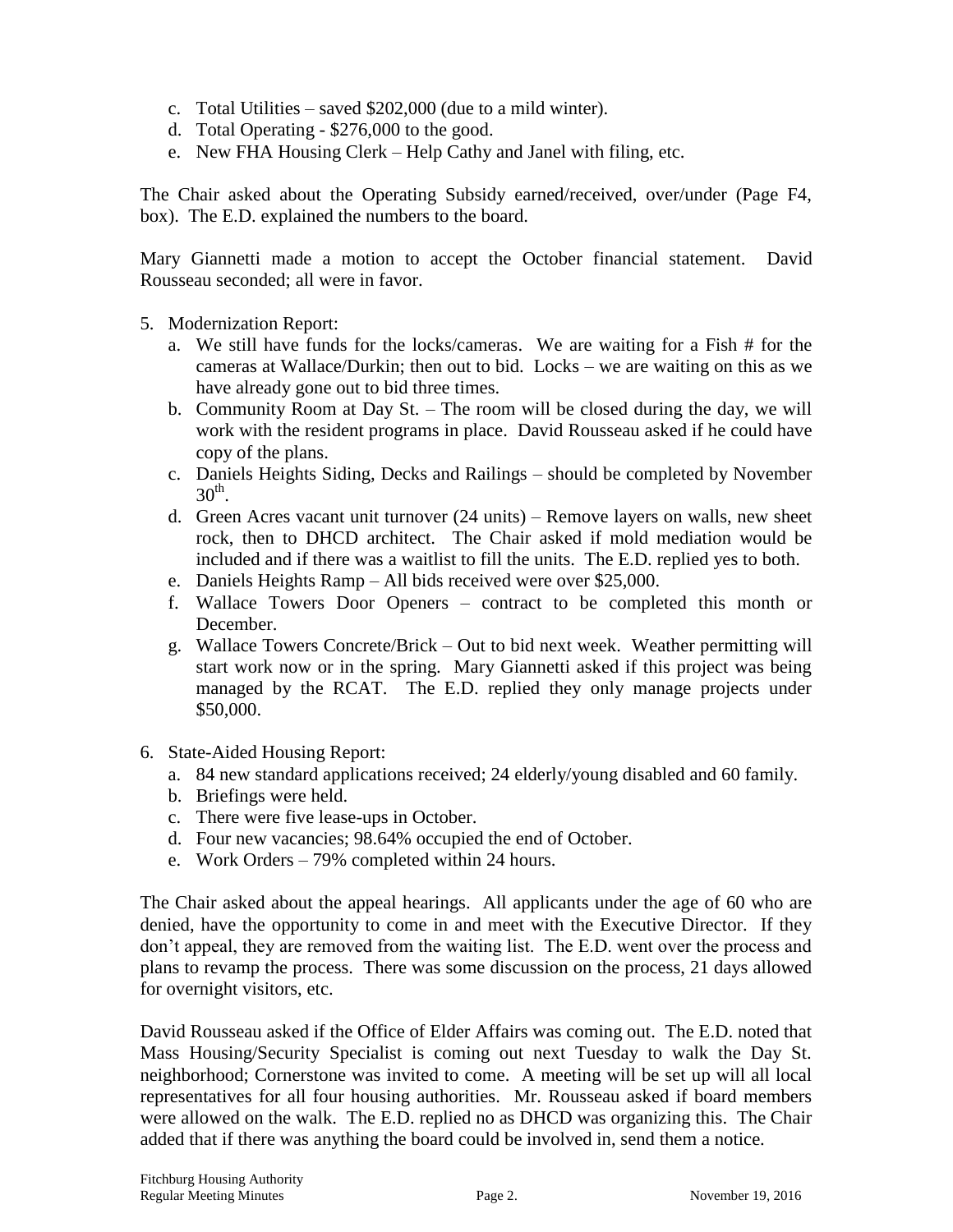c. Total Utilities – saved $202,000 (due to a mild winter).
d. Total Operating - $276,000 to the good.
e. New FHA Housing Clerk – Help Cathy and Janel with filing, etc.

The Chair asked about the Operating Subsidy earned/received, over/under (Page F4, box). The E.D. explained the numbers to the board.

Mary Giannetti made a motion to accept the October financial statement. David Rousseau seconded; all were in favor.

5. Modernization Report:
   a. We still have funds for the locks/cameras. We are waiting for a Fish # for the cameras at Wallace/Durkin; then out to bid. Locks – we are waiting on this as we have already gone out to bid three times.
   b. Community Room at Day St. – The room will be closed during the day, we will work with the resident programs in place. David Rousseau asked if he could have copy of the plans.
   c. Daniels Heights Siding, Decks and Railings – should be completed by November 30th.
   d. Green Acres vacant unit turnover (24 units) – Remove layers on walls, new sheet rock, then to DHCD architect. The Chair asked if mold mediation would be included and if there was a waitlist to fill the units. The E.D. replied yes to both.
   e. Daniels Heights Ramp – All bids received were over $25,000.
   f. Wallace Towers Door Openers – contract to be completed this month or December.
   g. Wallace Towers Concrete/Brick – Out to bid next week. Weather permitting will start work now or in the spring. Mary Giannetti asked if this project was being managed by the RCAT. The E.D. replied they only manage projects under $50,000.

6. State-Aided Housing Report:
   a. 84 new standard applications received; 24 elderly/young disabled and 60 family.
   b. Briefings were held.
   c. There were five lease-ups in October.
   d. Four new vacancies; 98.64% occupied the end of October.
   e. Work Orders – 79% completed within 24 hours.

The Chair asked about the appeal hearings. All applicants under the age of 60 who are denied, have the opportunity to come in and meet with the Executive Director. If they don't appeal, they are removed from the waiting list. The E.D. went over the process and plans to revamp the process. There was some discussion on the process, 21 days allowed for overnight visitors, etc.

David Rousseau asked if the Office of Elder Affairs was coming out. The E.D. noted that Mass Housing/Security Specialist is coming out next Tuesday to walk the Day St. neighborhood; Cornerstone was invited to come. A meeting will be set up will all local representatives for all four housing authorities. Mr. Rousseau asked if board members were allowed on the walk. The E.D. replied no as DHCD was organizing this. The Chair added that if there was anything the board could be involved in, send them a notice.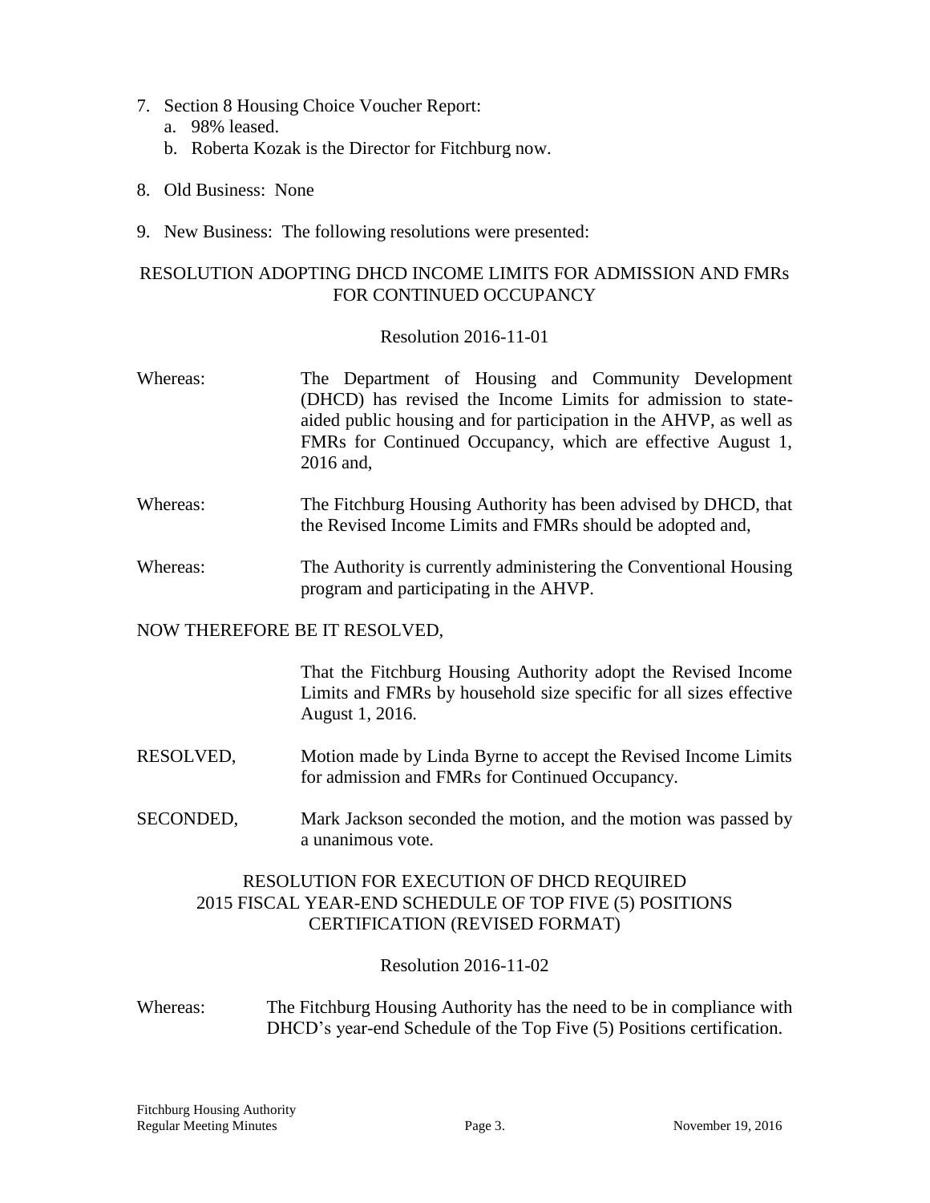7. Section 8 Housing Choice Voucher Report:
   a. 98% leased.
   b. Roberta Kozak is the Director for Fitchburg now.

8. Old Business: None

9. New Business: The following resolutions were presented:

RESOLUTION ADOPTING DHCD INCOME LIMITS FOR ADMISSION AND FMRs FOR CONTINUED OCCUPANCY

Resolution 2016-11-01

Whereas: The Department of Housing and Community Development (DHCD) has revised the Income Limits for admission to state-aided public housing and for participation in the AHVP, as well as FMRs for Continued Occupancy, which are effective August 1, 2016 and,

Whereas: The Fitchburg Housing Authority has been advised by DHCD, that the Revised Income Limits and FMRs should be adopted and,

Whereas: The Authority is currently administering the Conventional Housing program and participating in the AHVP.

NOW THEREFORE BE IT RESOLVED,

That the Fitchburg Housing Authority adopt the Revised Income Limits and FMRs by household size specific for all sizes effective August 1, 2016.

RESOLVED, Motion made by Linda Byrne to accept the Revised Income Limits for admission and FMRs for Continued Occupancy.

SECONDED, Mark Jackson seconded the motion, and the motion was passed by a unanimous vote.

RESOLUTION FOR EXECUTION OF DHCD REQUIRED 2015 FISCAL YEAR-END SCHEDULE OF TOP FIVE (5) POSITIONS CERTIFICATION (REVISED FORMAT)

Resolution 2016-11-02

Whereas: The Fitchburg Housing Authority has the need to be in compliance with DHCD's year-end Schedule of the Top Five (5) Positions certification.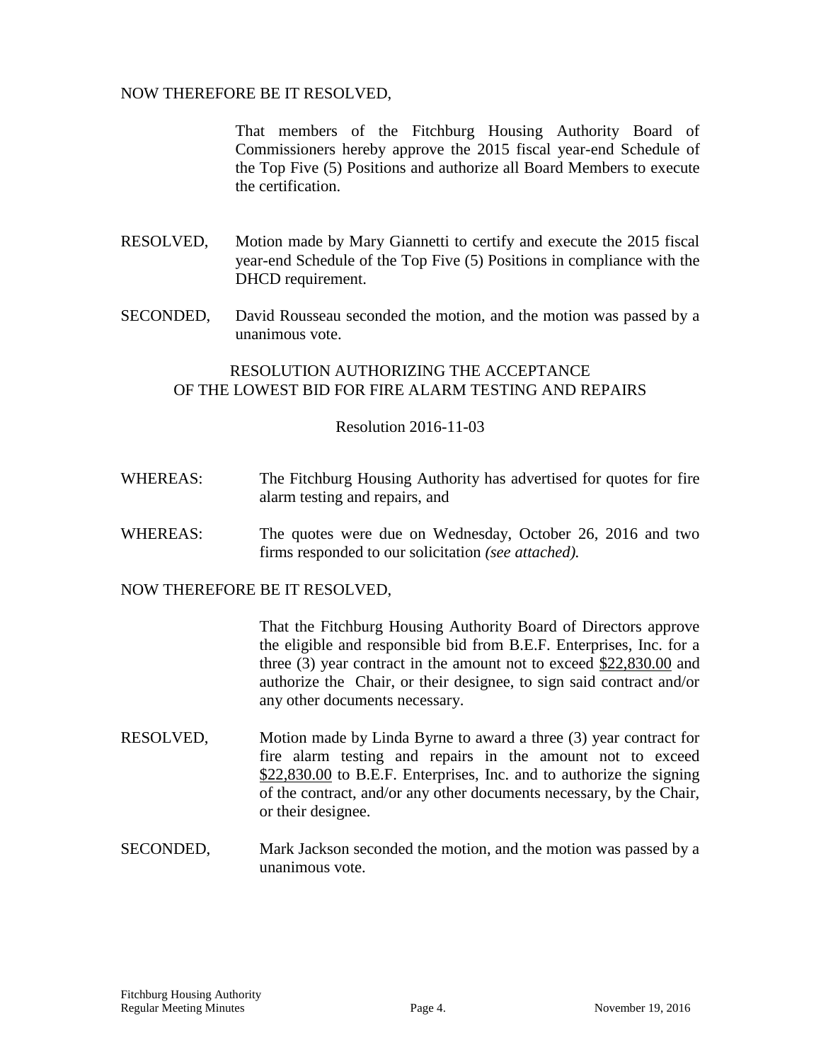NOW THEREFORE BE IT RESOLVED,

That members of the Fitchburg Housing Authority Board of Commissioners hereby approve the 2015 fiscal year-end Schedule of the Top Five (5) Positions and authorize all Board Members to execute the certification.

RESOLVED, Motion made by Mary Giannetti to certify and execute the 2015 fiscal year-end Schedule of the Top Five (5) Positions in compliance with the DHCD requirement.

SECONDED, David Rousseau seconded the motion, and the motion was passed by a unanimous vote.

RESOLUTION AUTHORIZING THE ACCEPTANCE
OF THE LOWEST BID FOR FIRE ALARM TESTING AND REPAIRS

Resolution 2016-11-03

WHEREAS: The Fitchburg Housing Authority has advertised for quotes for fire alarm testing and repairs, and

WHEREAS: The quotes were due on Wednesday, October 26, 2016 and two firms responded to our solicitation *(see attached).*

NOW THEREFORE BE IT RESOLVED,

That the Fitchburg Housing Authority Board of Directors approve the eligible and responsible bid from B.E.F. Enterprises, Inc. for a three (3) year contract in the amount not to exceed <u>$22,830.00</u> and authorize the Chair, or their designee, to sign said contract and/or any other documents necessary.

RESOLVED, Motion made by Linda Byrne to award a three (3) year contract for fire alarm testing and repairs in the amount not to exceed <u>$22,830.00</u> to B.E.F. Enterprises, Inc. and to authorize the signing of the contract, and/or any other documents necessary, by the Chair, or their designee.

SECONDED, Mark Jackson seconded the motion, and the motion was passed by a unanimous vote.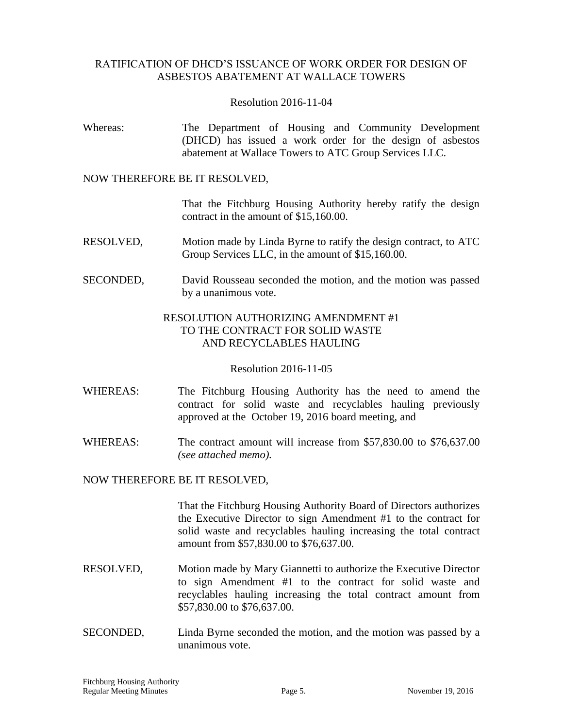## RATIFICATION OF DHCD'S ISSUANCE OF WORK ORDER FOR DESIGN OF ASBESTOS ABATEMENT AT WALLACE TOWERS

Resolution 2016-11-04

Whereas: The Department of Housing and Community Development (DHCD) has issued a work order for the design of asbestos abatement at Wallace Towers to ATC Group Services LLC.

NOW THEREFORE BE IT RESOLVED,

That the Fitchburg Housing Authority hereby ratify the design contract in the amount of $15,160.00.

RESOLVED, Motion made by Linda Byrne to ratify the design contract, to ATC Group Services LLC, in the amount of $15,160.00.

SECONDED, David Rousseau seconded the motion, and the motion was passed by a unanimous vote.

## RESOLUTION AUTHORIZING AMENDMENT #1 TO THE CONTRACT FOR SOLID WASTE AND RECYCLABLES HAULING

Resolution 2016-11-05

WHEREAS: The Fitchburg Housing Authority has the need to amend the contract for solid waste and recyclables hauling previously approved at the October 19, 2016 board meeting, and

WHEREAS: The contract amount will increase from $57,830.00 to $76,637.00 *(see attached memo).*

NOW THEREFORE BE IT RESOLVED,

That the Fitchburg Housing Authority Board of Directors authorizes the Executive Director to sign Amendment #1 to the contract for solid waste and recyclables hauling increasing the total contract amount from $57,830.00 to $76,637.00.

RESOLVED, Motion made by Mary Giannetti to authorize the Executive Director to sign Amendment #1 to the contract for solid waste and recyclables hauling increasing the total contract amount from $57,830.00 to $76,637.00.

SECONDED, Linda Byrne seconded the motion, and the motion was passed by a unanimous vote.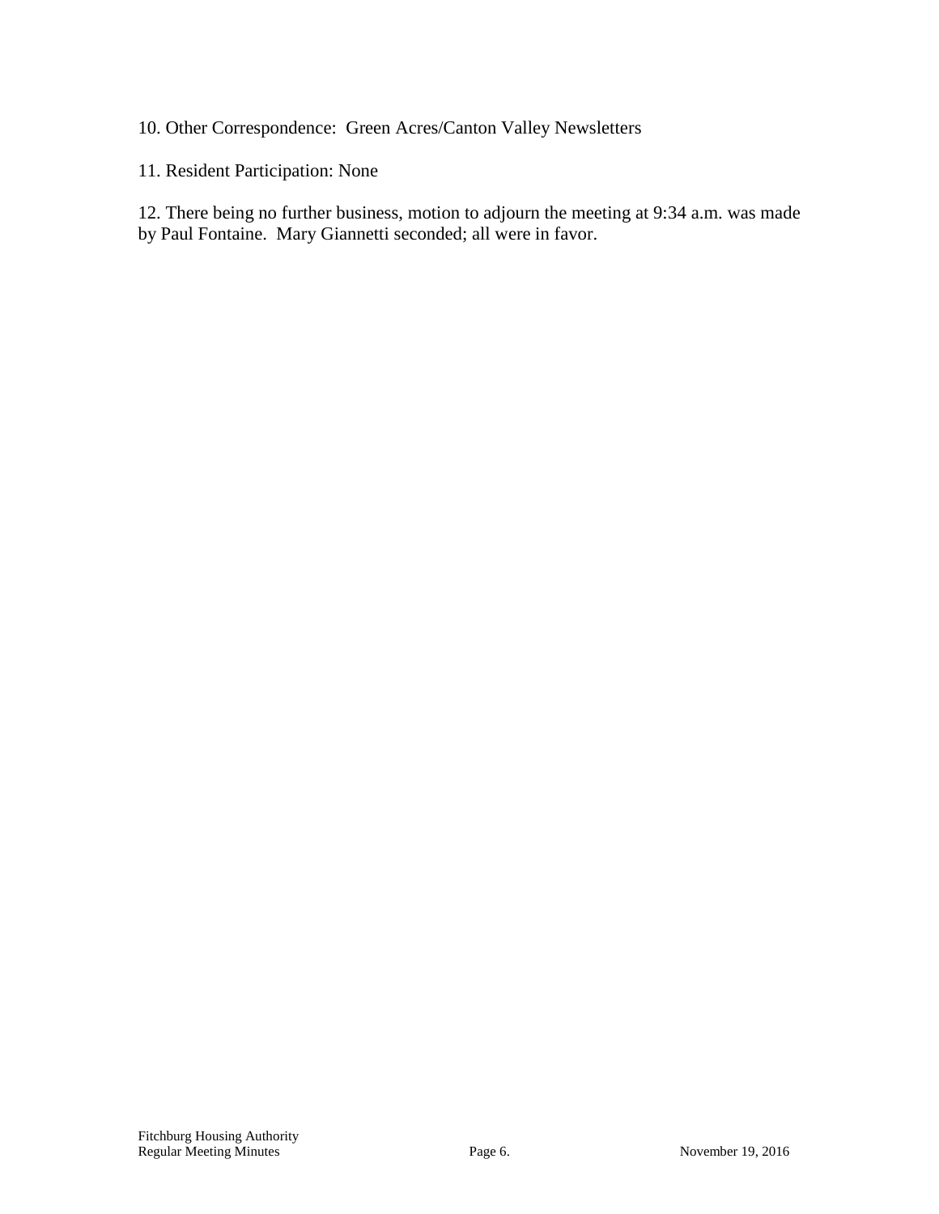10. Other Correspondence: Green Acres/Canton Valley Newsletters

11. Resident Participation: None

12. There being no further business, motion to adjourn the meeting at 9:34 a.m. was made by Paul Fontaine. Mary Giannetti seconded; all were in favor.